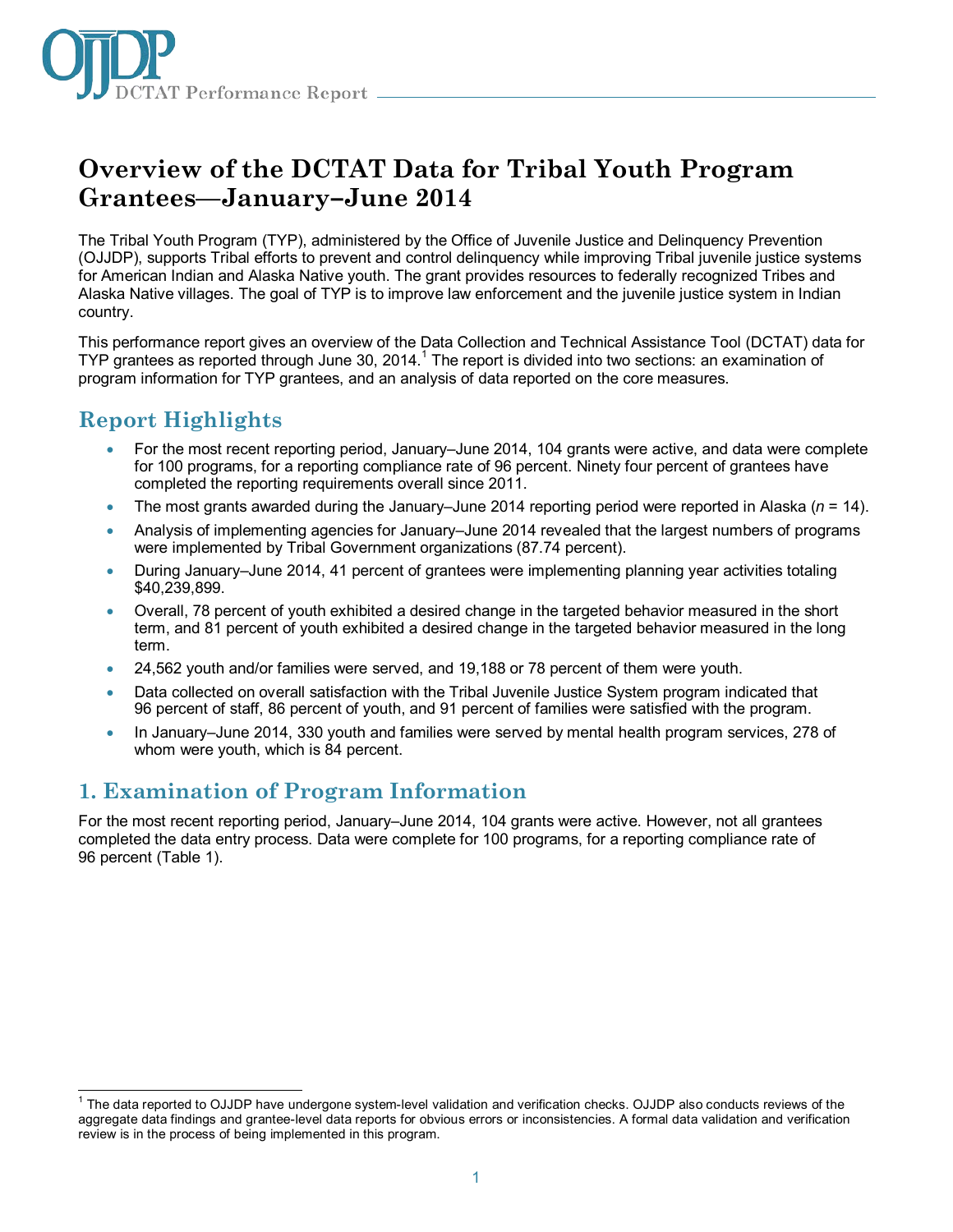# Overview of the DCTAT Data for Tribal Youth Program Grantees—January–June 2014

The Tribal Youth Program (TYP), administered by the Office of Juvenile Justice and Delinquency Prevention (OJJDP), supports Tribal efforts to prevent and control delinquency while improving Tribal juvenile justice systems for American Indian and Alaska Native youth. The grant provides resources to federally recognized Tribes and Alaska Native villages. The goal of TYP is to improve law enforcement and the juvenile justice system in Indian country.

This performance report gives an overview of the Data Collection and Technical Assistance Tool (DCTAT) data for TYP grantees as reported through June 30, 2014.[1] The report is divided into two sections: an examination of program information for TYP grantees, and an analysis of data reported on the core measures.

## Report Highlights

- For the most recent reporting period, January–June 2014, 104 grants were active, and data were complete for 100 programs, for a reporting compliance rate of 96 percent. Ninety four percent of grantees have completed the reporting requirements overall since 2011.
- The most grants awarded during the January–June 2014 reporting period were reported in Alaska (*n* = 14).
- Analysis of implementing agencies for January–June 2014 revealed that the largest numbers of programs were implemented by Tribal Government organizations (87.74 percent).
- During January–June 2014, 41 percent of grantees were implementing planning year activities totaling $40,239,899.
- Overall, 78 percent of youth exhibited a desired change in the targeted behavior measured in the short term, and 81 percent of youth exhibited a desired change in the targeted behavior measured in the long term.
- 24,562 youth and/or families were served, and 19,188 or 78 percent of them were youth.
- Data collected on overall satisfaction with the Tribal Juvenile Justice System program indicated that 96 percent of staff, 86 percent of youth, and 91 percent of families were satisfied with the program.
- In January–June 2014, 330 youth and families were served by mental health program services, 278 of whom were youth, which is 84 percent.

## 1. Examination of Program Information

For the most recent reporting period, January–June 2014, 104 grants were active. However, not all grantees completed the data entry process. Data were complete for 100 programs, for a reporting compliance rate of 96 percent (Table 1).

[1] The data reported to OJJDP have undergone system-level validation and verification checks. OJJDP also conducts reviews of the aggregate data findings and grantee-level data reports for obvious errors or inconsistencies. A formal data validation and verification review is in the process of being implemented in this program.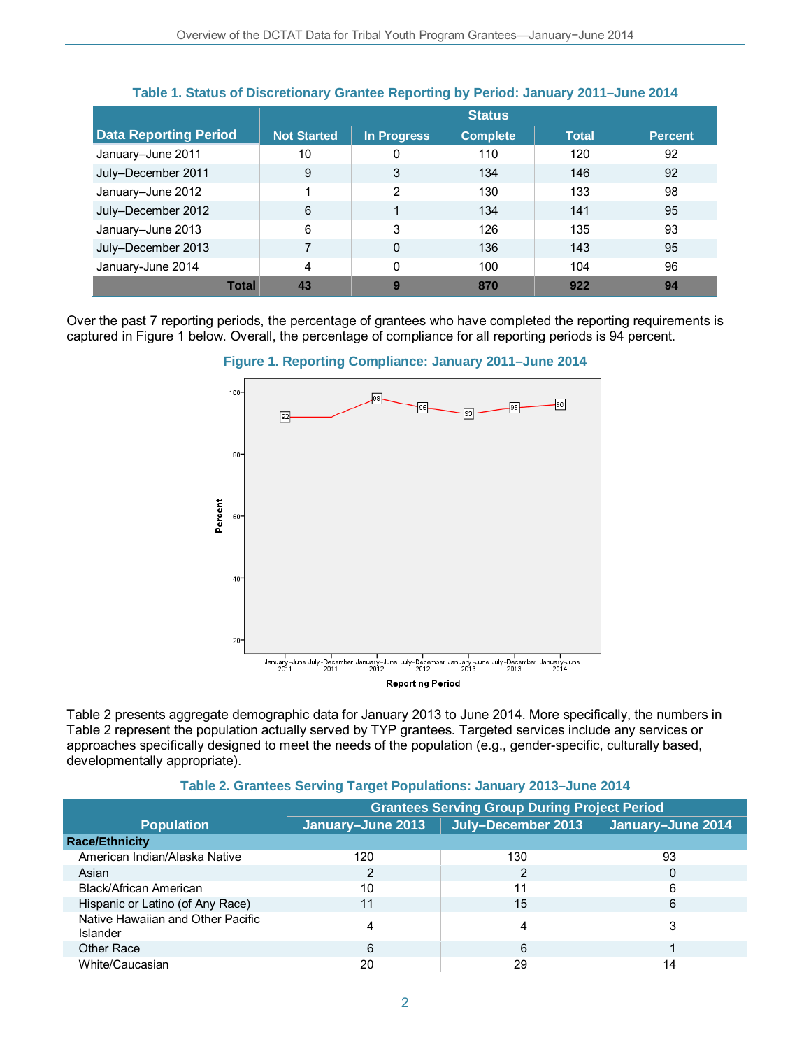**Table 1. Status of Discretionary Grantee Reporting by Period: January 2011–June 2014**

| Data Reporting Period | Status | | | | |
|---|---|---|---|---|---|
| | Not Started | In Progress | Complete | Total | Percent |
| January–June 2011 | 10 | 0 | 110 | 120 | 92 |
| July–December 2011 | 9 | 3 | 134 | 146 | 92 |
| January–June 2012 | 1 | 2 | 130 | 133 | 98 |
| July–December 2012 | 6 | 1 | 134 | 141 | 95 |
| January–June 2013 | 6 | 3 | 126 | 135 | 93 |
| July–December 2013 | 7 | 0 | 136 | 143 | 95 |
| January-June 2014 | 4 | 0 | 100 | 104 | 96 |
| **Total** | **43** | **9** | **870** | **922** | **94** |

Over the past 7 reporting periods, the percentage of grantees who have completed the reporting requirements is captured in Figure 1 below. Overall, the percentage of compliance for all reporting periods is 94 percent.

**Figure 1. Reporting Compliance: January 2011–June 2014**

Table 2 presents aggregate demographic data for January 2013 to June 2014. More specifically, the numbers in Table 2 represent the population actually served by TYP grantees. Targeted services include any services or approaches specifically designed to meet the needs of the population (e.g., gender-specific, culturally based, developmentally appropriate).

**Table 2. Grantees Serving Target Populations: January 2013–June 2014**

| Population | Grantees Serving Group During Project Period | | |
|---|---|---|---|
| | January–June 2013 | July–December 2013 | January–June 2014 |
| **Race/Ethnicity** | | | |
| American Indian/Alaska Native | 120 | 130 | 93 |
| Asian | 2 | 2 | 0 |
| Black/African American | 10 | 11 | 6 |
| Hispanic or Latino (of Any Race) | 11 | 15 | 6 |
| Native Hawaiian and Other Pacific Islander | 4 | 4 | 3 |
| Other Race | 6 | 6 | 1 |
| White/Caucasian | 20 | 29 | 14 |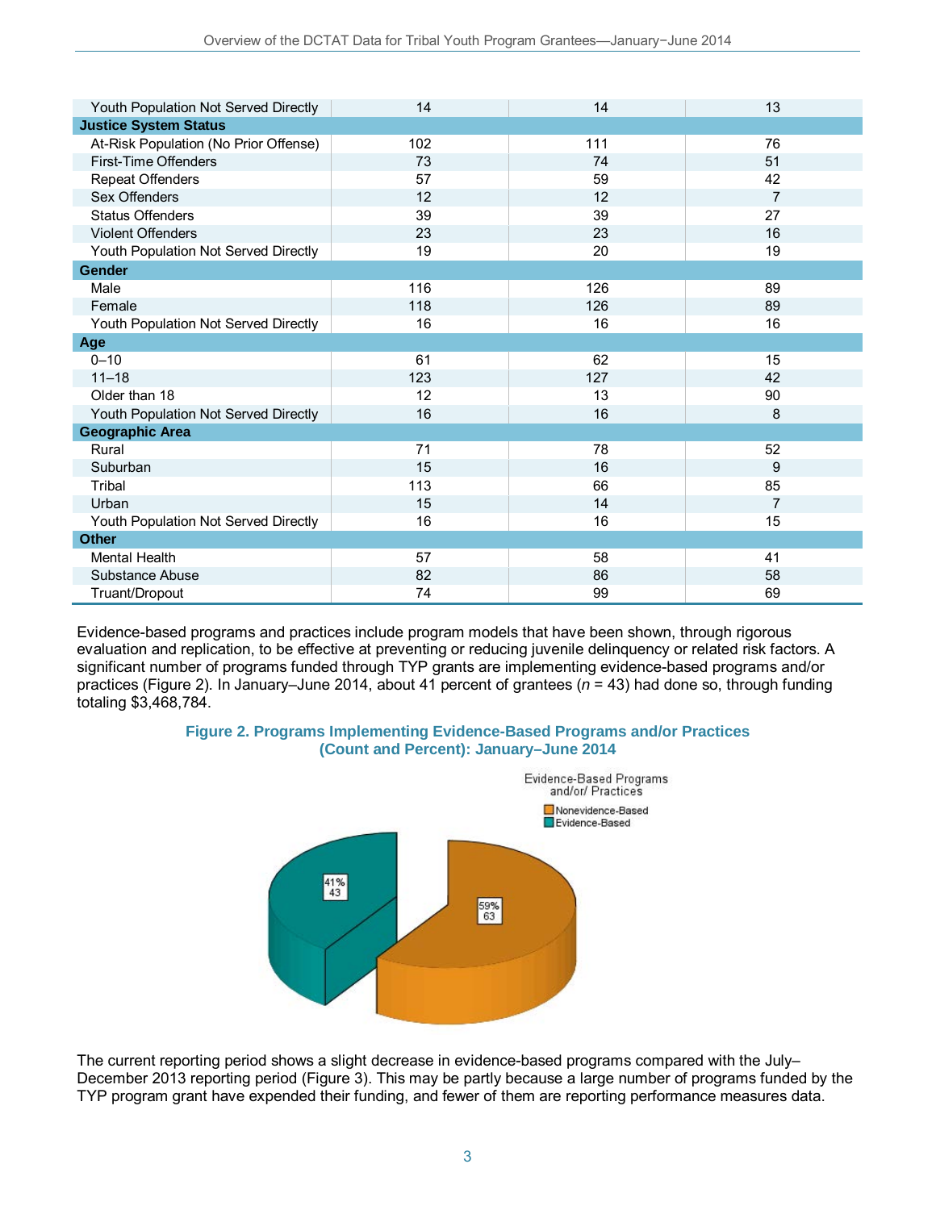| | | | |
|---|---|---|---|
| Youth Population Not Served Directly | 14 | 14 | 13 |
| **Justice System Status** | | | |
| At-Risk Population (No Prior Offense) | 102 | 111 | 76 |
| First-Time Offenders | 73 | 74 | 51 |
| Repeat Offenders | 57 | 59 | 42 |
| Sex Offenders | 12 | 12 | 7 |
| Status Offenders | 39 | 39 | 27 |
| Violent Offenders | 23 | 23 | 16 |
| Youth Population Not Served Directly | 19 | 20 | 19 |
| **Gender** | | | |
| Male | 116 | 126 | 89 |
| Female | 118 | 126 | 89 |
| Youth Population Not Served Directly | 16 | 16 | 16 |
| **Age** | | | |
| 0–10 | 61 | 62 | 15 |
| 11–18 | 123 | 127 | 42 |
| Older than 18 | 12 | 13 | 90 |
| Youth Population Not Served Directly | 16 | 16 | 8 |
| **Geographic Area** | | | |
| Rural | 71 | 78 | 52 |
| Suburban | 15 | 16 | 9 |
| Tribal | 113 | 66 | 85 |
| Urban | 15 | 14 | 7 |
| Youth Population Not Served Directly | 16 | 16 | 15 |
| **Other** | | | |
| Mental Health | 57 | 58 | 41 |
| Substance Abuse | 82 | 86 | 58 |
| Truant/Dropout | 74 | 99 | 69 |

Evidence-based programs and practices include program models that have been shown, through rigorous evaluation and replication, to be effective at preventing or reducing juvenile delinquency or related risk factors. A significant number of programs funded through TYP grants are implementing evidence-based programs and/or practices (Figure 2). In January–June 2014, about 41 percent of grantees (*n* = 43) had done so, through funding totaling $3,468,784.

**Figure 2. Programs Implementing Evidence-Based Programs and/or Practices (Count and Percent): January–June 2014**

Evidence-Based Programs and/or/ Practices

- Nonevidence-Based: 59%, 63
- Evidence-Based: 41%, 43

The current reporting period shows a slight decrease in evidence-based programs compared with the July–December 2013 reporting period (Figure 3). This may be partly because a large number of programs funded by the TYP program grant have expended their funding, and fewer of them are reporting performance measures data.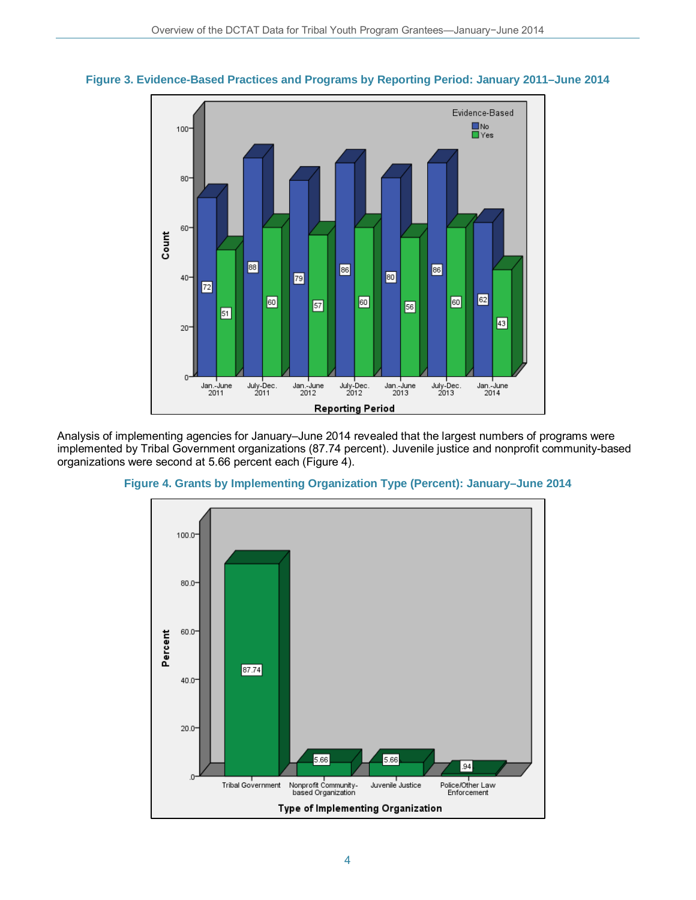**Figure 3. Evidence-Based Practices and Programs by Reporting Period: January 2011–June 2014**

| Reporting Period | No | Yes |
| --- | --- | --- |
| Jan.-June 2011 | 72 | 51 |
| July-Dec. 2011 | 88 | 60 |
| Jan.-June 2012 | 79 | 57 |
| July-Dec. 2012 | 86 | 60 |
| Jan.-June 2013 | 80 | 56 |
| July-Dec. 2013 | 86 | 60 |
| Jan.-June 2014 | 62 | 43 |

Analysis of implementing agencies for January–June 2014 revealed that the largest numbers of programs were implemented by Tribal Government organizations (87.74 percent). Juvenile justice and nonprofit community-based organizations were second at 5.66 percent each (Figure 4).

**Figure 4. Grants by Implementing Organization Type (Percent): January–June 2014**

| Type of Implementing Organization | Percent |
| --- | --- |
| Tribal Government | 87.74 |
| Nonprofit Community-based Organization | 5.66 |
| Juvenile Justice | 5.66 |
| Police/Other Law Enforcement | .94 |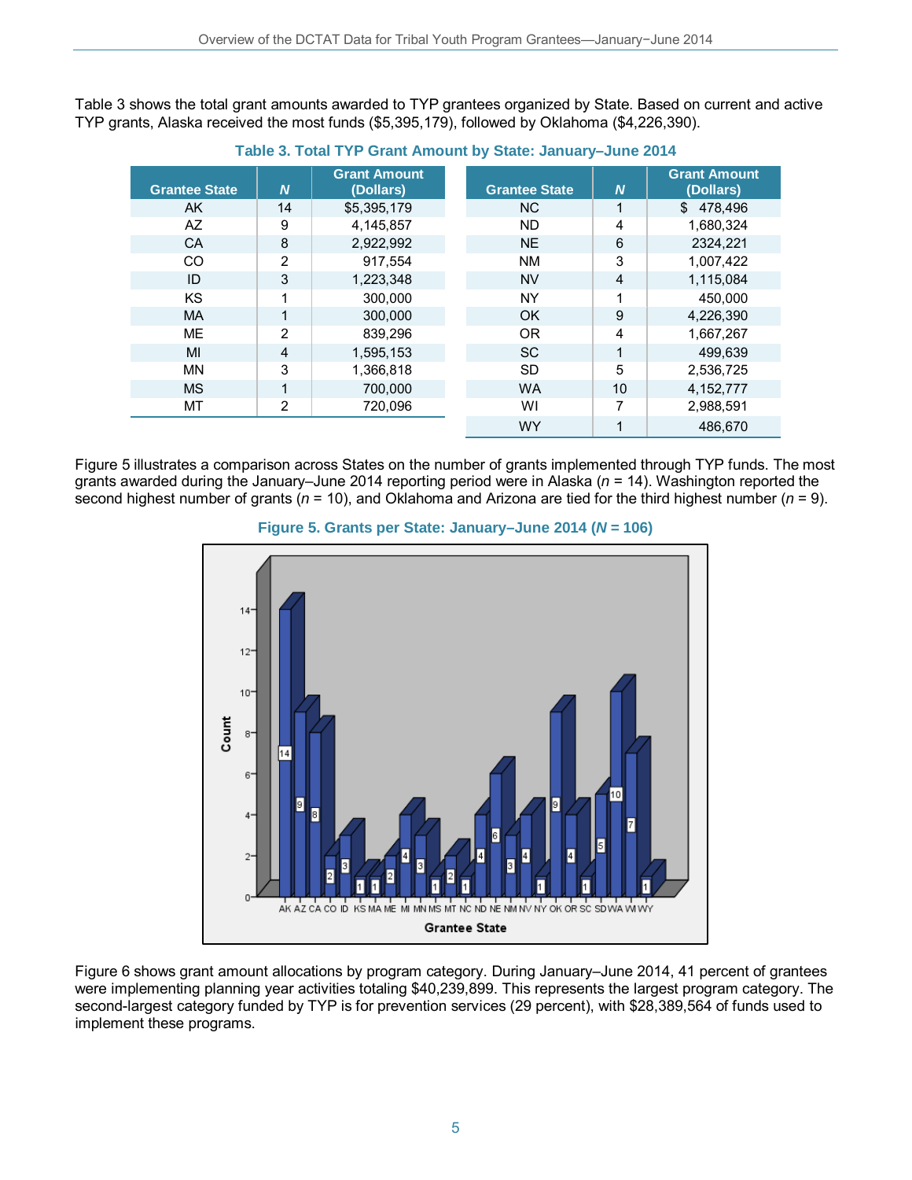Table 3 shows the total grant amounts awarded to TYP grantees organized by State. Based on current and active TYP grants, Alaska received the most funds ($5,395,179), followed by Oklahoma ($4,226,390).

**Table 3. Total TYP Grant Amount by State: January–June 2014**

| Grantee State | *N* | Grant Amount (Dollars) | Grantee State | *N* | Grant Amount (Dollars) |
|---|---|---|---|---|---|
| AK | 14 | $5,395,179 | NC | 1 | $ 478,496 |
| AZ | 9 | 4,145,857 | ND | 4 | 1,680,324 |
| CA | 8 | 2,922,992 | NE | 6 | 2324,221 |
| CO | 2 | 917,554 | NM | 3 | 1,007,422 |
| ID | 3 | 1,223,348 | NV | 4 | 1,115,084 |
| KS | 1 | 300,000 | NY | 1 | 450,000 |
| MA | 1 | 300,000 | OK | 9 | 4,226,390 |
| ME | 2 | 839,296 | OR | 4 | 1,667,267 |
| MI | 4 | 1,595,153 | SC | 1 | 499,639 |
| MN | 3 | 1,366,818 | SD | 5 | 2,536,725 |
| MS | 1 | 700,000 | WA | 10 | 4,152,777 |
| MT | 2 | 720,096 | WI | 7 | 2,988,591 |
| | | | WY | 1 | 486,670 |

Figure 5 illustrates a comparison across States on the number of grants implemented through TYP funds. The most grants awarded during the January–June 2014 reporting period were in Alaska (*n* = 14). Washington reported the second highest number of grants (*n* = 10), and Oklahoma and Arizona are tied for the third highest number (*n* = 9).

**Figure 5. Grants per State: January–June 2014 (*N* = 106)**

| Grantee State | Count |
|---|---|
| AK | 14 |
| AZ | 9 |
| CA | 8 |
| CO | 2 |
| ID | 3 |
| KS | 1 |
| MA | 1 |
| ME | 2 |
| MI | 4 |
| MN | 3 |
| MS | 1 |
| MT | 2 |
| NC | 1 |
| ND | 4 |
| NE | 6 |
| NM | 3 |
| NV | 4 |
| NY | 1 |
| OK | 9 |
| OR | 4 |
| SC | 1 |
| SD | 5 |
| WA | 10 |
| WI | 7 |
| WY | 1 |

Figure 6 shows grant amount allocations by program category. During January–June 2014, 41 percent of grantees were implementing planning year activities totaling $40,239,899. This represents the largest program category. The second-largest category funded by TYP is for prevention services (29 percent), with $28,389,564 of funds used to implement these programs.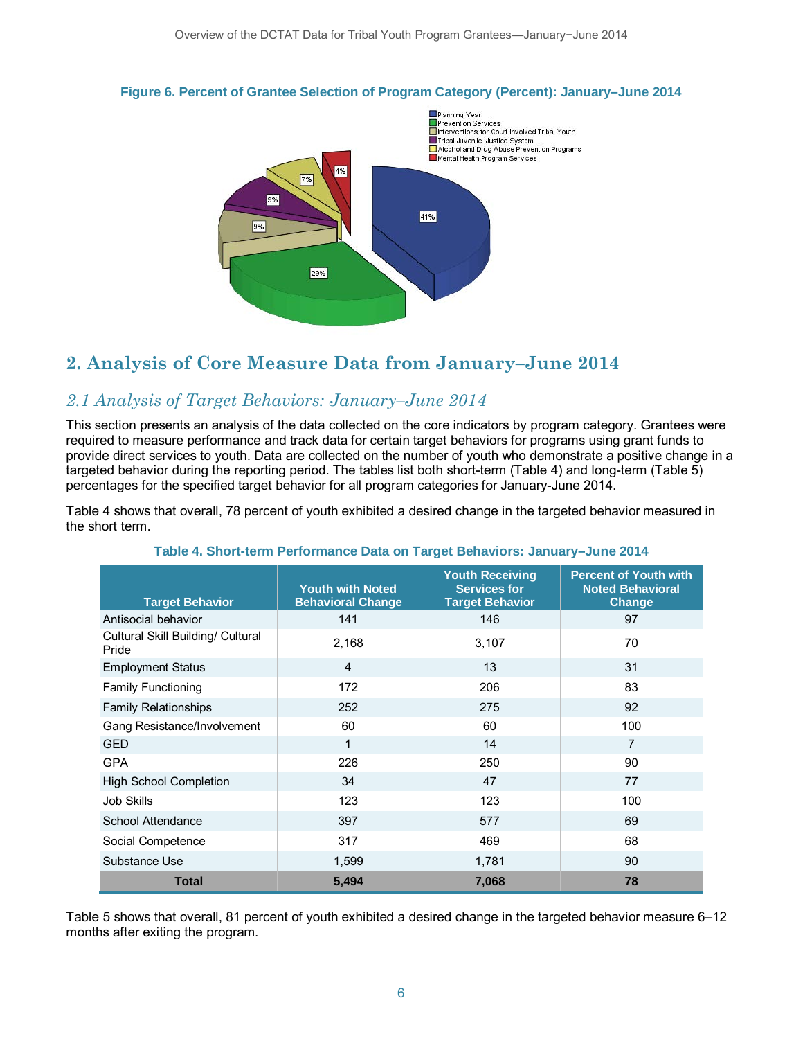**Figure 6. Percent of Grantee Selection of Program Category (Percent): January–June 2014**

## 2. Analysis of Core Measure Data from January–June 2014

### *2.1 Analysis of Target Behaviors: January–June 2014*

This section presents an analysis of the data collected on the core indicators by program category. Grantees were required to measure performance and track data for certain target behaviors for programs using grant funds to provide direct services to youth. Data are collected on the number of youth who demonstrate a positive change in a targeted behavior during the reporting period. The tables list both short-term (Table 4) and long-term (Table 5) percentages for the specified target behavior for all program categories for January-June 2014.

Table 4 shows that overall, 78 percent of youth exhibited a desired change in the targeted behavior measured in the short term.

**Table 4. Short-term Performance Data on Target Behaviors: January–June 2014**

| Target Behavior | Youth with Noted Behavioral Change | Youth Receiving Services for Target Behavior | Percent of Youth with Noted Behavioral Change |
|---|---|---|---|
| Antisocial behavior | 141 | 146 | 97 |
| Cultural Skill Building/ Cultural Pride | 2,168 | 3,107 | 70 |
| Employment Status | 4 | 13 | 31 |
| Family Functioning | 172 | 206 | 83 |
| Family Relationships | 252 | 275 | 92 |
| Gang Resistance/Involvement | 60 | 60 | 100 |
| GED | 1 | 14 | 7 |
| GPA | 226 | 250 | 90 |
| High School Completion | 34 | 47 | 77 |
| Job Skills | 123 | 123 | 100 |
| School Attendance | 397 | 577 | 69 |
| Social Competence | 317 | 469 | 68 |
| Substance Use | 1,599 | 1,781 | 90 |
| **Total** | **5,494** | **7,068** | **78** |

Table 5 shows that overall, 81 percent of youth exhibited a desired change in the targeted behavior measure 6–12 months after exiting the program.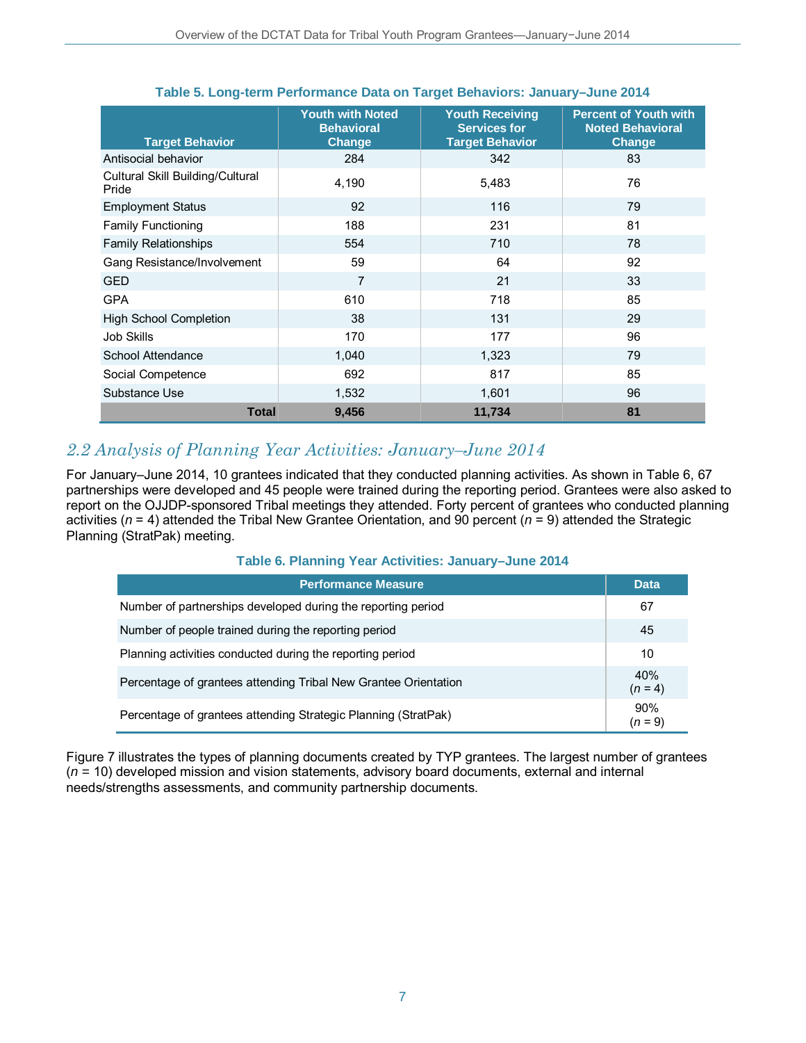**Table 5. Long-term Performance Data on Target Behaviors: January–June 2014**

| Target Behavior | Youth with Noted Behavioral Change | Youth Receiving Services for Target Behavior | Percent of Youth with Noted Behavioral Change |
|---|---|---|---|
| Antisocial behavior | 284 | 342 | 83 |
| Cultural Skill Building/Cultural Pride | 4,190 | 5,483 | 76 |
| Employment Status | 92 | 116 | 79 |
| Family Functioning | 188 | 231 | 81 |
| Family Relationships | 554 | 710 | 78 |
| Gang Resistance/Involvement | 59 | 64 | 92 |
| GED | 7 | 21 | 33 |
| GPA | 610 | 718 | 85 |
| High School Completion | 38 | 131 | 29 |
| Job Skills | 170 | 177 | 96 |
| School Attendance | 1,040 | 1,323 | 79 |
| Social Competence | 692 | 817 | 85 |
| Substance Use | 1,532 | 1,601 | 96 |
| **Total** | **9,456** | **11,734** | **81** |

## *2.2 Analysis of Planning Year Activities: January–June 2014*

For January–June 2014, 10 grantees indicated that they conducted planning activities. As shown in Table 6, 67 partnerships were developed and 45 people were trained during the reporting period. Grantees were also asked to report on the OJJDP-sponsored Tribal meetings they attended. Forty percent of grantees who conducted planning activities (*n* = 4) attended the Tribal New Grantee Orientation, and 90 percent (*n* = 9) attended the Strategic Planning (StratPak) meeting.

**Table 6. Planning Year Activities: January–June 2014**

| Performance Measure | Data |
|---|---|
| Number of partnerships developed during the reporting period | 67 |
| Number of people trained during the reporting period | 45 |
| Planning activities conducted during the reporting period | 10 |
| Percentage of grantees attending Tribal New Grantee Orientation | 40% (*n* = 4) |
| Percentage of grantees attending Strategic Planning (StratPak) | 90% (*n* = 9) |

Figure 7 illustrates the types of planning documents created by TYP grantees. The largest number of grantees (*n* = 10) developed mission and vision statements, advisory board documents, external and internal needs/strengths assessments, and community partnership documents.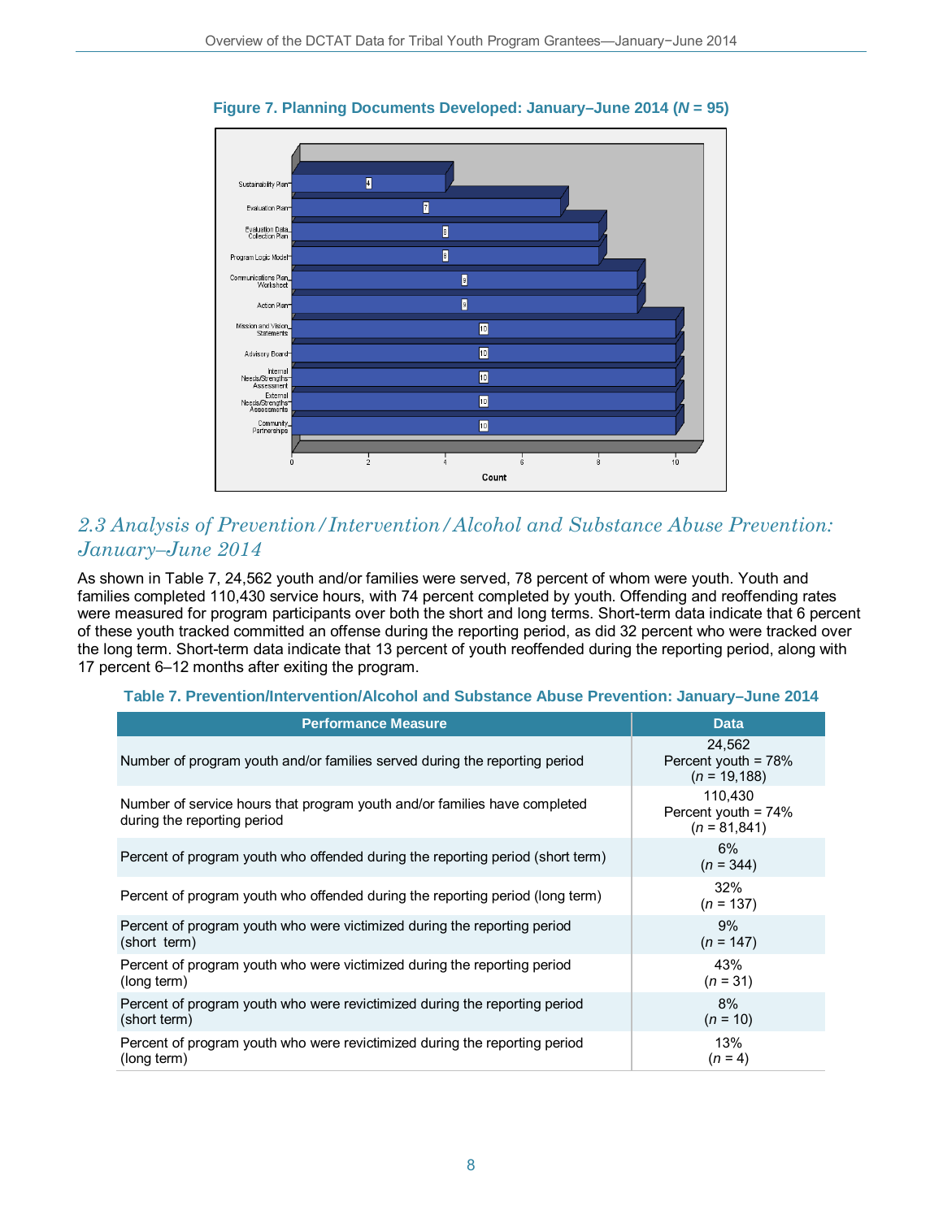**Figure 7. Planning Documents Developed: January–June 2014 (*N* = 95)**

| Planning Document | Count |
|---|---|
| Sustainability Plan | 4 |
| Evaluation Plan | 7 |
| Evaluation Data Collection Plan | 8 |
| Program Logic Model | 8 |
| Communications Plan Worksheet | 9 |
| Action Plan | 9 |
| Mission and Vision Statements | 10 |
| Advisory Board | 10 |
| Internal Needs/Strengths Assessment | 10 |
| External Needs/Strengths Assessments | 10 |
| Community Partnerships | 10 |

## *2.3 Analysis of Prevention/Intervention/Alcohol and Substance Abuse Prevention: January–June 2014*

As shown in Table 7, 24,562 youth and/or families were served, 78 percent of whom were youth. Youth and families completed 110,430 service hours, with 74 percent completed by youth. Offending and reoffending rates were measured for program participants over both the short and long terms. Short-term data indicate that 6 percent of these youth tracked committed an offense during the reporting period, as did 32 percent who were tracked over the long term. Short-term data indicate that 13 percent of youth reoffended during the reporting period, along with 17 percent 6–12 months after exiting the program.

**Table 7. Prevention/Intervention/Alcohol and Substance Abuse Prevention: January–June 2014**

| Performance Measure | Data |
|---|---|
| Number of program youth and/or families served during the reporting period | 24,562<br>Percent youth = 78%<br>(*n* = 19,188) |
| Number of service hours that program youth and/or families have completed during the reporting period | 110,430<br>Percent youth = 74%<br>(*n* = 81,841) |
| Percent of program youth who offended during the reporting period (short term) | 6%<br>(*n* = 344) |
| Percent of program youth who offended during the reporting period (long term) | 32%<br>(*n* = 137) |
| Percent of program youth who were victimized during the reporting period (short term) | 9%<br>(*n* = 147) |
| Percent of program youth who were victimized during the reporting period (long term) | 43%<br>(*n* = 31) |
| Percent of program youth who were revictimized during the reporting period (short term) | 8%<br>(*n* = 10) |
| Percent of program youth who were revictimized during the reporting period (long term) | 13%<br>(*n* = 4) |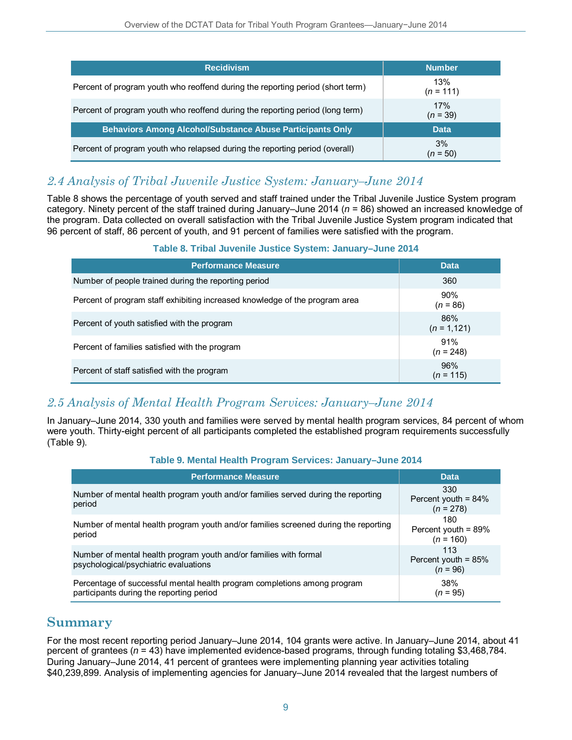| Recidivism | Number |
|---|---|
| Percent of program youth who reoffend during the reporting period (short term) | 13% (*n* = 111) |
| Percent of program youth who reoffend during the reporting period (long term) | 17% (*n* = 39) |
| **Behaviors Among Alcohol/Substance Abuse Participants Only** | **Data** |
| Percent of program youth who relapsed during the reporting period (overall) | 3% (*n* = 50) |

## *2.4 Analysis of Tribal Juvenile Justice System: January–June 2014*

Table 8 shows the percentage of youth served and staff trained under the Tribal Juvenile Justice System program category. Ninety percent of the staff trained during January–June 2014 (*n* = 86) showed an increased knowledge of the program. Data collected on overall satisfaction with the Tribal Juvenile Justice System program indicated that 96 percent of staff, 86 percent of youth, and 91 percent of families were satisfied with the program.

**Table 8. Tribal Juvenile Justice System: January–June 2014**

| Performance Measure | Data |
|---|---|
| Number of people trained during the reporting period | 360 |
| Percent of program staff exhibiting increased knowledge of the program area | 90% (*n* = 86) |
| Percent of youth satisfied with the program | 86% (*n* = 1,121) |
| Percent of families satisfied with the program | 91% (*n* = 248) |
| Percent of staff satisfied with the program | 96% (*n* = 115) |

## *2.5 Analysis of Mental Health Program Services: January–June 2014*

In January–June 2014, 330 youth and families were served by mental health program services, 84 percent of whom were youth. Thirty-eight percent of all participants completed the established program requirements successfully (Table 9).

**Table 9. Mental Health Program Services: January–June 2014**

| Performance Measure | Data |
|---|---|
| Number of mental health program youth and/or families served during the reporting period | 330 Percent youth = 84% (*n* = 278) |
| Number of mental health program youth and/or families screened during the reporting period | 180 Percent youth = 89% (*n* = 160) |
| Number of mental health program youth and/or families with formal psychological/psychiatric evaluations | 113 Percent youth = 85% (*n* = 96) |
| Percentage of successful mental health program completions among program participants during the reporting period | 38% (*n* = 95) |

# Summary

For the most recent reporting period January–June 2014, 104 grants were active. In January–June 2014, about 41 percent of grantees (*n* = 43) have implemented evidence-based programs, through funding totaling $3,468,784. During January–June 2014, 41 percent of grantees were implementing planning year activities totaling $40,239,899. Analysis of implementing agencies for January–June 2014 revealed that the largest numbers of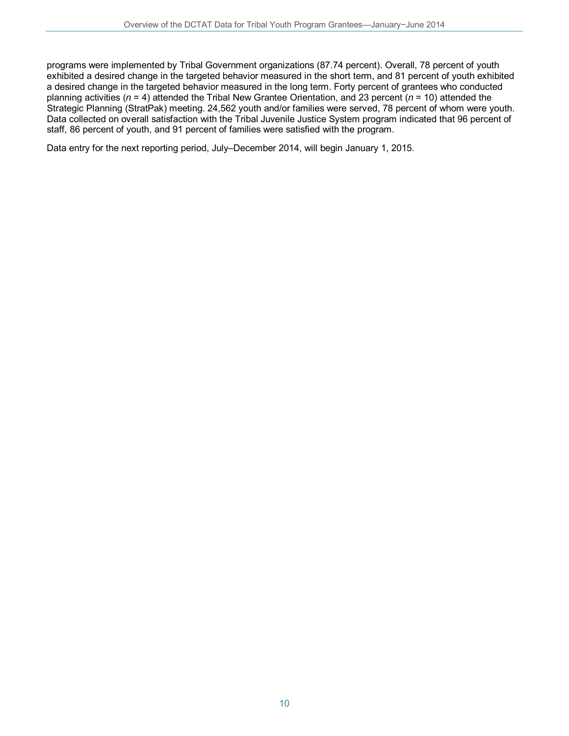programs were implemented by Tribal Government organizations (87.74 percent). Overall, 78 percent of youth exhibited a desired change in the targeted behavior measured in the short term, and 81 percent of youth exhibited a desired change in the targeted behavior measured in the long term. Forty percent of grantees who conducted planning activities ($n$ = 4) attended the Tribal New Grantee Orientation, and 23 percent ($n$ = 10) attended the Strategic Planning (StratPak) meeting. 24,562 youth and/or families were served, 78 percent of whom were youth. Data collected on overall satisfaction with the Tribal Juvenile Justice System program indicated that 96 percent of staff, 86 percent of youth, and 91 percent of families were satisfied with the program.

Data entry for the next reporting period, July–December 2014, will begin January 1, 2015.